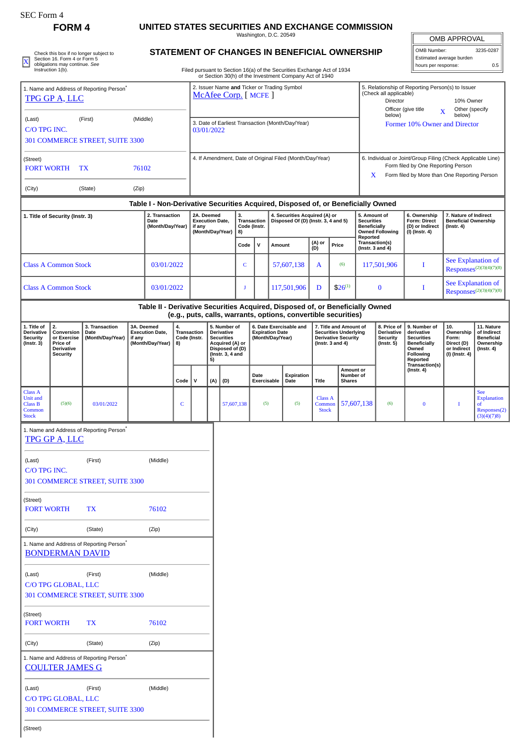SEC Form 4

# FORM 4

## UNITED STATES SECURITIES AND EXCHANGE COMMISSION

Washington, D.C. 20549

X Check this box if no longer subject to Section 16. Form 4 or Form 5 obligations may continue. *See* Instruction 1(b).

## STATEMENT OF CHANGES IN BENEFICIAL OWNERSHIP

Filed pursuant to Section 16(a) of the Securities Exchange Act of 1934 or Section 30(h) of the Investment Company Act of 1940

| OMB APPROVAL | |
|---|---|
| OMB Number: | 3235-0287 |
| Estimated average burden hours per response: | 0.5 |

1. Name and Address of Reporting Person*
TPG GP A, LLC

(Last) (First) (Middle)
C/O TPG INC.
301 COMMERCE STREET, SUITE 3300

(Street)
FORT WORTH TX 76102

(City) (State) (Zip)

2. Issuer Name **and** Ticker or Trading Symbol
McAfee Corp. [ MCFE ]

3. Date of Earliest Transaction (Month/Day/Year)
03/01/2022

4. If Amendment, Date of Original Filed (Month/Day/Year)

5. Relationship of Reporting Person(s) to Issuer (Check all applicable)
Director | 10% Owner
Officer (give title below) | X Other (specify below)
Former 10% Owner and Director

6. Individual or Joint/Group Filing (Check Applicable Line)
Form filed by One Reporting Person
X Form filed by More than One Reporting Person

### Table I - Non-Derivative Securities Acquired, Disposed of, or Beneficially Owned

| 1. Title of Security (Instr. 3) | 2. Transaction Date (Month/Day/Year) | 2A. Deemed Execution Date, if any (Month/Day/Year) | 3. Transaction Code (Instr. 8) | | 4. Securities Acquired (A) or Disposed Of (D) (Instr. 3, 4 and 5) | | | 5. Amount of Securities Beneficially Owned Following Reported Transaction(s) (Instr. 3 and 4) | 6. Ownership Form: Direct (D) or Indirect (I) (Instr. 4) | 7. Nature of Indirect Beneficial Ownership (Instr. 4) |
|---|---|---|---|---|---|---|---|---|---|---|
| | | | Code | V | Amount | (A) or (D) | Price | | | |
| Class A Common Stock | 03/01/2022 | | C | | 57,607,138 | A | (6) | 117,501,906 | I | See Explanation of Responses(2)(3)(4)(7)(8) |
| Class A Common Stock | 03/01/2022 | | J | | 117,501,906 | D | $26(1) | 0 | I | See Explanation of Responses(2)(3)(4)(7)(8) |

### Table II - Derivative Securities Acquired, Disposed of, or Beneficially Owned (e.g., puts, calls, warrants, options, convertible securities)

| 1. Title of Derivative Security (Instr. 3) | 2. Conversion or Exercise Price of Derivative Security | 3. Transaction Date (Month/Day/Year) | 3A. Deemed Execution Date, if any (Month/Day/Year) | 4. Transaction Code (Instr. 8) | | 5. Number of Derivative Securities Acquired (A) or Disposed of (D) (Instr. 3, 4 and 5) | | 6. Date Exercisable and Expiration Date (Month/Day/Year) | | 7. Title and Amount of Securities Underlying Derivative Security (Instr. 3 and 4) | | 8. Price of Derivative Security (Instr. 5) | 9. Number of derivative Securities Beneficially Owned Following Reported Transaction(s) (Instr. 4) | 10. Ownership Form: Direct (D) or Indirect (I) (Instr. 4) | 11. Nature of Indirect Beneficial Ownership (Instr. 4) |
|---|---|---|---|---|---|---|---|---|---|---|---|---|---|---|---|
| | | | | Code | V | (A) | (D) | Date Exercisable | Expiration Date | Title | Amount or Number of Shares | | | | |
| Class A Unit and Class B Common Stock | (5)(6) | 03/01/2022 | | C | | | 57,607,138 | (5) | (5) | Class A Common Stock | 57,607,138 | (6) | 0 | I | See Explanation of Responses(2)(3)(4)(7)(8) |

1. Name and Address of Reporting Person*
TPG GP A, LLC

(Last) (First) (Middle)
C/O TPG INC.
301 COMMERCE STREET, SUITE 3300

(Street)
FORT WORTH TX 76102

(City) (State) (Zip)

1. Name and Address of Reporting Person*
BONDERMAN DAVID

(Last) (First) (Middle)
C/O TPG GLOBAL, LLC
301 COMMERCE STREET, SUITE 3300

(Street)
FORT WORTH TX 76102

(City) (State) (Zip)

1. Name and Address of Reporting Person*
COULTER JAMES G

(Last) (First) (Middle)
C/O TPG GLOBAL, LLC
301 COMMERCE STREET, SUITE 3300

(Street)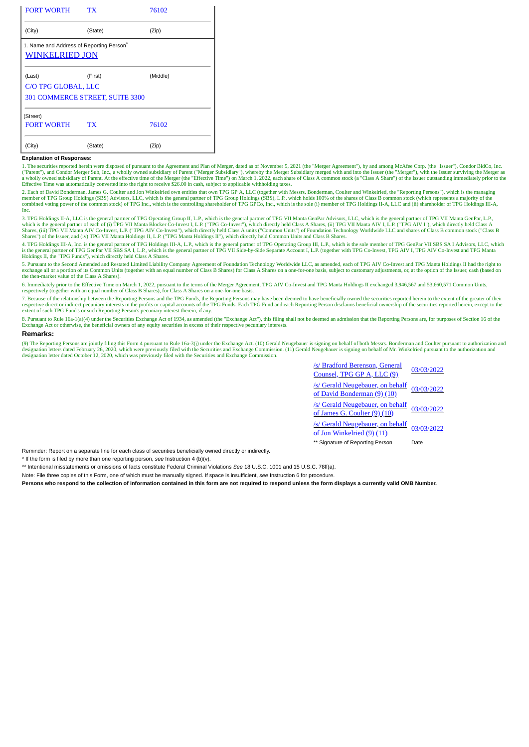| | | |
|---|---|---|
| FORT WORTH | TX | 76102 |
| (City) | (State) | (Zip) |

1. Name and Address of Reporting Person*

WINKELRIED JON

| | | |
|---|---|---|
| (Last) | (First) | (Middle) |

C/O TPG GLOBAL, LLC

301 COMMERCE STREET, SUITE 3300

(Street)

| | | |
|---|---|---|
| FORT WORTH | TX | 76102 |
| (City) | (State) | (Zip) |

**Explanation of Responses:**

1. The securities reported herein were disposed of pursuant to the Agreement and Plan of Merger, dated as of November 5, 2021 (the "Merger Agreement"), by and among McAfee Corp. (the "Issuer"), Condor BidCo, Inc. ("Parent"), and Condor Merger Sub, Inc., a wholly owned subsidiary of Parent ("Merger Subsidiary"), whereby the Merger Subsidiary merged with and into the Issuer (the "Merger"), with the Issuer surviving the Merger as a wholly owned subsidiary of Parent. At the effective time of the Merger (the "Effective Time") on March 1, 2022, each share of Class A common stock (a "Class A Share") of the Issuer outstanding immediately prior to the Effective Time was automatically converted into the right to receive $26.00 in cash, subject to applicable withholding taxes.

2. Each of David Bonderman, James G. Coulter and Jon Winkelried own entities that own TPG GP A, LLC (together with Messrs. Bonderman, Coulter and Winkelried, the "Reporting Persons"), which is the managing member of TPG Group Holdings (SBS) Advisors, LLC, which is the general partner of TPG Group Holdings (SBS), L.P., which holds 100% of the shares of Class B common stock (which represents a majority of the combined voting power of the common stock) of TPG Inc., which is the controlling shareholder of TPG GPCo, Inc., which is the sole (i) member of TPG Holdings II-A, LLC and (ii) shareholder of TPG Holdings III-A, Inc.

3. TPG Holdings II-A, LLC is the general partner of TPG Operating Group II, L.P., which is the general partner of TPG VII Manta GenPar Advisors, LLC, which is the general partner of TPG VII Manta GenPar, L.P., which is the general partner of each of (i) TPG VII Manta Blocker Co-Invest I, L.P. ("TPG Co-Invest"), which directly held Class A Shares, (ii) TPG VII Manta AIV I, L.P. ("TPG AIV I"), which directly held Class A Shares, (iii) TPG VII Manta AIV Co-Invest, L.P. ("TPG AIV Co-Invest"), which directly held Class A units ("Common Units") of Foundation Technology Worldwide LLC and shares of Class B common stock ("Class B Shares") of the Issuer, and (iv) TPG VII Manta Holdings II, L.P. ("TPG Manta Holdings II"), which directly held Common Units and Class B Shares.

4. TPG Holdings III-A, Inc. is the general partner of TPG Holdings III-A, L.P., which is the general partner of TPG Operating Group III, L.P., which is the sole member of TPG GenPar VII SBS SA I Advisors, LLC, which is the general partner of TPG GenPar VII SBS SA I, L.P., which is the general partner of TPG VII Side-by-Side Separate Account I, L.P. (together with TPG Co-Invest, TPG AIV I, TPG AIV Co-Invest and TPG Manta Holdings II, the "TPG Funds"), which directly held Class A Shares.

5. Pursuant to the Second Amended and Restated Limited Liability Company Agreement of Foundation Technology Worldwide LLC, as amended, each of TPG AIV Co-Invest and TPG Manta Holdings II had the right to exchange all or a portion of its Common Units (together with an equal number of Class B Shares) for Class A Shares on a one-for-one basis, subject to customary adjustments, or, at the option of the Issuer, cash (based on the then-market value of the Class A Shares).

6. Immediately prior to the Effective Time on March 1, 2022, pursuant to the terms of the Merger Agreement, TPG AIV Co-Invest and TPG Manta Holdings II exchanged 3,946,567 and 53,660,571 Common Units, respectively (together with an equal number of Class B Shares), for Class A Shares on a one-for-one basis.

7. Because of the relationship between the Reporting Persons and the TPG Funds, the Reporting Persons may have been deemed to have beneficially owned the securities reported herein to the extent of the greater of their respective direct or indirect pecuniary interests in the profits or capital accounts of the TPG Funds. Each TPG Fund and each Reporting Person disclaims beneficial ownership of the securities reported herein, except to the extent of such TPG Fund's or such Reporting Person's pecuniary interest therein, if any.

8. Pursuant to Rule 16a-1(a)(4) under the Securities Exchange Act of 1934, as amended (the "Exchange Act"), this filing shall not be deemed an admission that the Reporting Persons are, for purposes of Section 16 of the Exchange Act or otherwise, the beneficial owners of any equity securities in excess of their respective pecuniary interests.

**Remarks:**

(9) The Reporting Persons are jointly filing this Form 4 pursuant to Rule 16a-3(j) under the Exchange Act. (10) Gerald Neugebauer is signing on behalf of both Messrs. Bonderman and Coulter pursuant to authorization and designation letters dated February 26, 2020, which were previously filed with the Securities and Exchange Commission. (11) Gerald Neugebauer is signing on behalf of Mr. Winkelried pursuant to the authorization and designation letter dated October 12, 2020, which was previously filed with the Securities and Exchange Commission.

| | |
|---|---|
| /s/ Bradford Berenson, General Counsel, TPG GP A, LLC (9) | 03/03/2022 |
| /s/ Gerald Neugebauer, on behalf of David Bonderman (9) (10) | 03/03/2022 |
| /s/ Gerald Neugebauer, on behalf of James G. Coulter (9) (10) | 03/03/2022 |
| /s/ Gerald Neugebauer, on behalf of Jon Winkelried (9) (11) | 03/03/2022 |
| ** Signature of Reporting Person | Date |

Reminder: Report on a separate line for each class of securities beneficially owned directly or indirectly.

* If the form is filed by more than one reporting person, *see* Instruction 4 (b)(v).

** Intentional misstatements or omissions of facts constitute Federal Criminal Violations *See* 18 U.S.C. 1001 and 15 U.S.C. 78ff(a).

Note: File three copies of this Form, one of which must be manually signed. If space is insufficient, *see* Instruction 6 for procedure.

**Persons who respond to the collection of information contained in this form are not required to respond unless the form displays a currently valid OMB Number.**